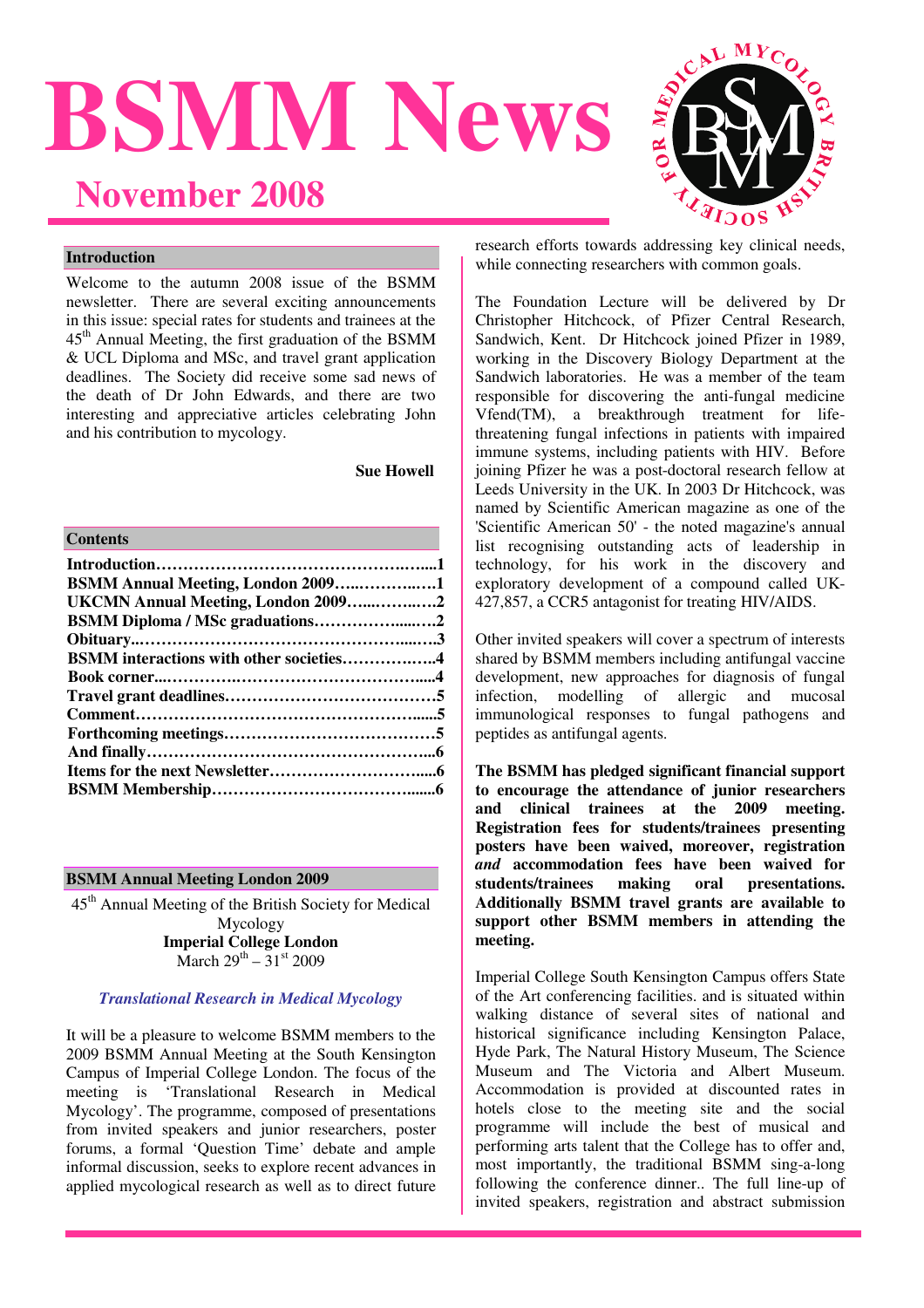# BSMM News

## November 2008

### Introduction

Welcome to the autumn 2008 issue of the BSMM newsletter. There are several exciting announcements in this issue: special rates for students and trainees at the 45th Annual Meeting, the first graduation of the BSMM & UCL Diploma and MSc, and travel grant application deadlines. The Society did receive some sad news of the death of Dr John Edwards, and there are two interesting and appreciative articles celebrating John and his contribution to mycology.

**Sue Howell**

### Contents

**Introduction……………………………………………..1**
**BSMM Annual Meeting, London 2009……………..1**
**UKCMN Annual Meeting, London 2009……………2**
**BSMM Diploma / MSc graduations………………..2**
**Obituary……………………………………………..3**
**BSMM interactions with other societies……………4**
**Book corner…………………………………………..4**
**Travel grant deadlines………………………………5**
**Comment………………………………………………5**
**Forthcoming meetings………………………………5**
**And finally……………………………………………6**
**Items for the next Newsletter………………………6**
**BSMM Membership…………………………………6**

### BSMM Annual Meeting London 2009

45th Annual Meeting of the British Society for Medical Mycology
**Imperial College London**
March 29th – 31st 2009

***Translational Research in Medical Mycology***

It will be a pleasure to welcome BSMM members to the 2009 BSMM Annual Meeting at the South Kensington Campus of Imperial College London. The focus of the meeting is 'Translational Research in Medical Mycology'. The programme, composed of presentations from invited speakers and junior researchers, poster forums, a formal 'Question Time' debate and ample informal discussion, seeks to explore recent advances in applied mycological research as well as to direct future research efforts towards addressing key clinical needs, while connecting researchers with common goals.

The Foundation Lecture will be delivered by Dr Christopher Hitchcock, of Pfizer Central Research, Sandwich, Kent. Dr Hitchcock joined Pfizer in 1989, working in the Discovery Biology Department at the Sandwich laboratories. He was a member of the team responsible for discovering the anti-fungal medicine Vfend(TM), a breakthrough treatment for life-threatening fungal infections in patients with impaired immune systems, including patients with HIV. Before joining Pfizer he was a post-doctoral research fellow at Leeds University in the UK. In 2003 Dr Hitchcock, was named by Scientific American magazine as one of the 'Scientific American 50' - the noted magazine's annual list recognising outstanding acts of leadership in technology, for his work in the discovery and exploratory development of a compound called UK-427,857, a CCR5 antagonist for treating HIV/AIDS.

Other invited speakers will cover a spectrum of interests shared by BSMM members including antifungal vaccine development, new approaches for diagnosis of fungal infection, modelling of allergic and mucosal immunological responses to fungal pathogens and peptides as antifungal agents.

**The BSMM has pledged significant financial support to encourage the attendance of junior researchers and clinical trainees at the 2009 meeting. Registration fees for students/trainees presenting posters have been waived, moreover, registration *and* accommodation fees have been waived for students/trainees making oral presentations. Additionally BSMM travel grants are available to support other BSMM members in attending the meeting.**

Imperial College South Kensington Campus offers State of the Art conferencing facilities. and is situated within walking distance of several sites of national and historical significance including Kensington Palace, Hyde Park, The Natural History Museum, The Science Museum and The Victoria and Albert Museum. Accommodation is provided at discounted rates in hotels close to the meeting site and the social programme will include the best of musical and performing arts talent that the College has to offer and, most importantly, the traditional BSMM sing-a-long following the conference dinner.. The full line-up of invited speakers, registration and abstract submission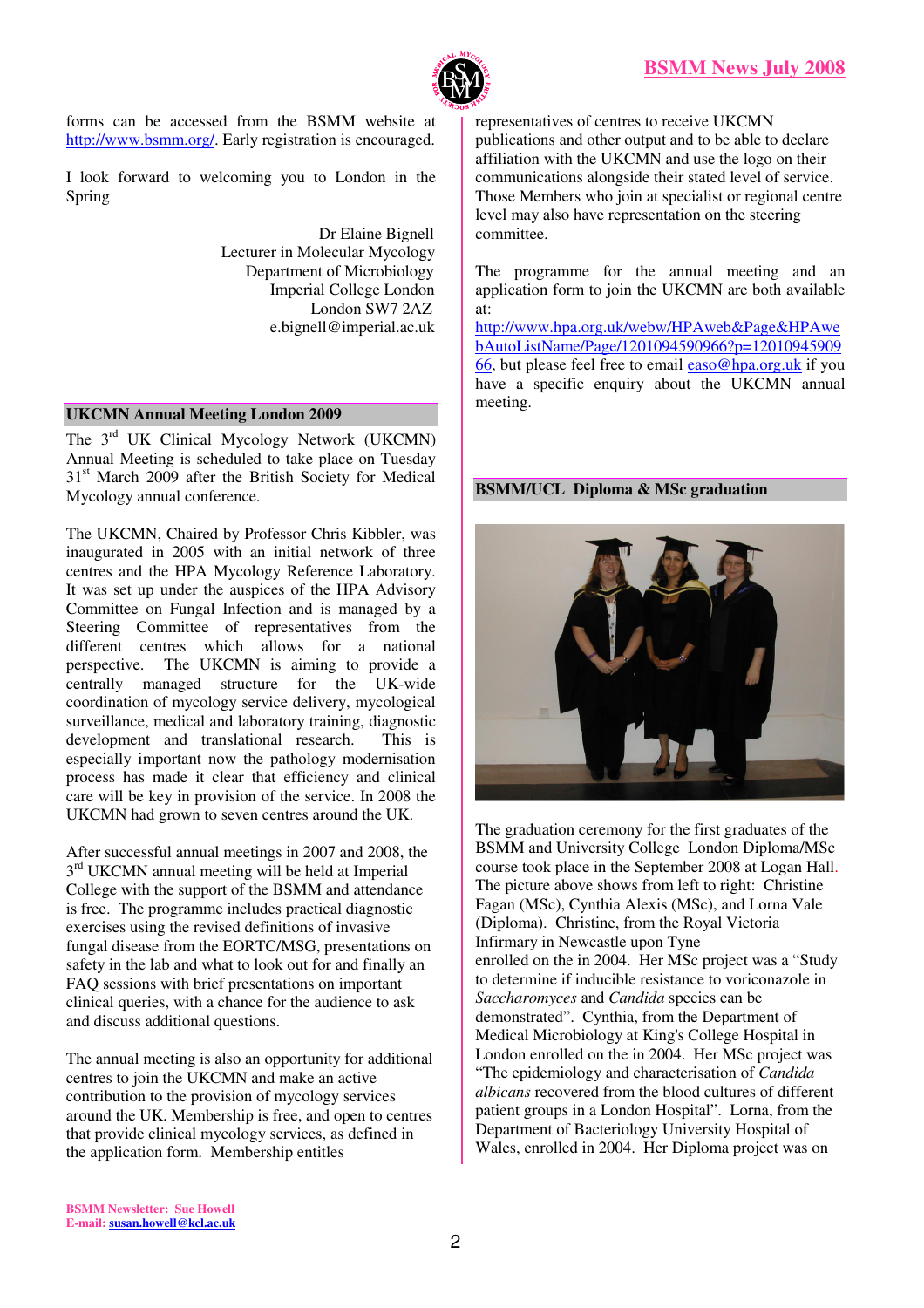forms can be accessed from the BSMM website at http://www.bsmm.org/. Early registration is encouraged.

I look forward to welcoming you to London in the Spring

Dr Elaine Bignell
Lecturer in Molecular Mycology
Department of Microbiology
Imperial College London
London SW7 2AZ
e.bignell@imperial.ac.uk

## UKCMN Annual Meeting London 2009

The 3rd UK Clinical Mycology Network (UKCMN) Annual Meeting is scheduled to take place on Tuesday 31st March 2009 after the British Society for Medical Mycology annual conference.

The UKCMN, Chaired by Professor Chris Kibbler, was inaugurated in 2005 with an initial network of three centres and the HPA Mycology Reference Laboratory. It was set up under the auspices of the HPA Advisory Committee on Fungal Infection and is managed by a Steering Committee of representatives from the different centres which allows for a national perspective. The UKCMN is aiming to provide a centrally managed structure for the UK-wide coordination of mycology service delivery, mycological surveillance, medical and laboratory training, diagnostic development and translational research. This is especially important now the pathology modernisation process has made it clear that efficiency and clinical care will be key in provision of the service. In 2008 the UKCMN had grown to seven centres around the UK.

After successful annual meetings in 2007 and 2008, the 3rd UKCMN annual meeting will be held at Imperial College with the support of the BSMM and attendance is free. The programme includes practical diagnostic exercises using the revised definitions of invasive fungal disease from the EORTC/MSG, presentations on safety in the lab and what to look out for and finally an FAQ sessions with brief presentations on important clinical queries, with a chance for the audience to ask and discuss additional questions.

The annual meeting is also an opportunity for additional centres to join the UKCMN and make an active contribution to the provision of mycology services around the UK. Membership is free, and open to centres that provide clinical mycology services, as defined in the application form. Membership entitles representatives of centres to receive UKCMN publications and other output and to be able to declare affiliation with the UKCMN and use the logo on their communications alongside their stated level of service. Those Members who join at specialist or regional centre level may also have representation on the steering committee.

The programme for the annual meeting and an application form to join the UKCMN are both available at: http://www.hpa.org.uk/webw/HPAweb&Page&HPAwebAutoListName/Page/1201094590966?p=1201094590966, but please feel free to email easo@hpa.org.uk if you have a specific enquiry about the UKCMN annual meeting.

## BSMM/UCL Diploma & MSc graduation

The graduation ceremony for the first graduates of the BSMM and University College London Diploma/MSc course took place in the September 2008 at Logan Hall. The picture above shows from left to right: Christine Fagan (MSc), Cynthia Alexis (MSc), and Lorna Vale (Diploma). Christine, from the Royal Victoria Infirmary in Newcastle upon Tyne enrolled on the in 2004. Her MSc project was a "Study to determine if inducible resistance to voriconazole in *Saccharomyces* and *Candida* species can be demonstrated". Cynthia, from the Department of Medical Microbiology at King's College Hospital in London enrolled on the in 2004. Her MSc project was "The epidemiology and characterisation of *Candida albicans* recovered from the blood cultures of different patient groups in a London Hospital". Lorna, from the Department of Bacteriology University Hospital of Wales, enrolled in 2004. Her Diploma project was on

BSMM Newsletter: Sue Howell
E-mail: susan.howell@kcl.ac.uk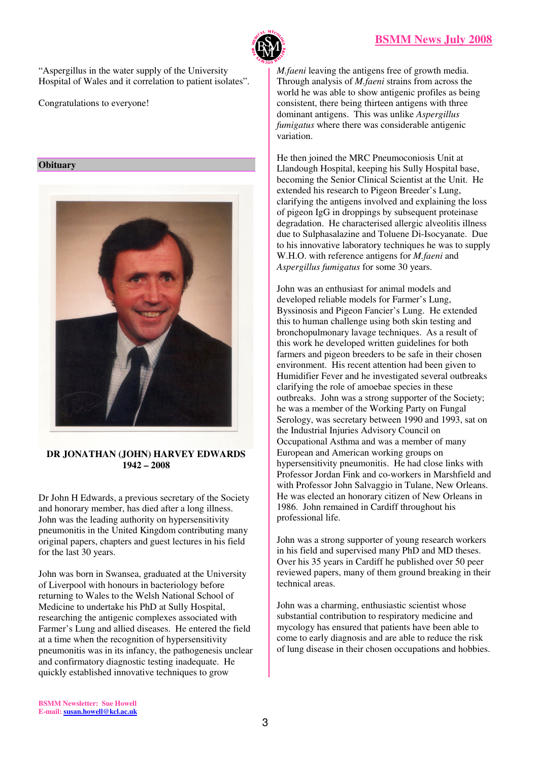"Aspergillus in the water supply of the University Hospital of Wales and it correlation to patient isolates".

Congratulations to everyone!

## Obituary

**DR JONATHAN (JOHN) HARVEY EDWARDS**
**1942 – 2008**

Dr John H Edwards, a previous secretary of the Society and honorary member, has died after a long illness. John was the leading authority on hypersensitivity pneumonitis in the United Kingdom contributing many original papers, chapters and guest lectures in his field for the last 30 years.

John was born in Swansea, graduated at the University of Liverpool with honours in bacteriology before returning to Wales to the Welsh National School of Medicine to undertake his PhD at Sully Hospital, researching the antigenic complexes associated with Farmer's Lung and allied diseases. He entered the field at a time when the recognition of hypersensitivity pneumonitis was in its infancy, the pathogenesis unclear and confirmatory diagnostic testing inadequate. He quickly established innovative techniques to grow *M.faeni* leaving the antigens free of growth media. Through analysis of *M.faeni* strains from across the world he was able to show antigenic profiles as being consistent, there being thirteen antigens with three dominant antigens. This was unlike *Aspergillus fumigatus* where there was considerable antigenic variation.

He then joined the MRC Pneumoconiosis Unit at Llandough Hospital, keeping his Sully Hospital base, becoming the Senior Clinical Scientist at the Unit. He extended his research to Pigeon Breeder's Lung, clarifying the antigens involved and explaining the loss of pigeon IgG in droppings by subsequent proteinase degradation. He characterised allergic alveolitis illness due to Sulphasalazine and Toluene Di-Isocyanate. Due to his innovative laboratory techniques he was to supply W.H.O. with reference antigens for *M.faeni* and *Aspergillus fumigatus* for some 30 years.

John was an enthusiast for animal models and developed reliable models for Farmer's Lung, Byssinosis and Pigeon Fancier's Lung. He extended this to human challenge using both skin testing and bronchopulmonary lavage techniques. As a result of this work he developed written guidelines for both farmers and pigeon breeders to be safe in their chosen environment. His recent attention had been given to Humidifier Fever and he investigated several outbreaks clarifying the role of amoebae species in these outbreaks. John was a strong supporter of the Society; he was a member of the Working Party on Fungal Serology, was secretary between 1990 and 1993, sat on the Industrial Injuries Advisory Council on Occupational Asthma and was a member of many European and American working groups on hypersensitivity pneumonitis. He had close links with Professor Jordan Fink and co-workers in Marshfield and with Professor John Salvaggio in Tulane, New Orleans. He was elected an honorary citizen of New Orleans in 1986. John remained in Cardiff throughout his professional life.

John was a strong supporter of young research workers in his field and supervised many PhD and MD theses. Over his 35 years in Cardiff he published over 50 peer reviewed papers, many of them ground breaking in their technical areas.

John was a charming, enthusiastic scientist whose substantial contribution to respiratory medicine and mycology has ensured that patients have been able to come to early diagnosis and are able to reduce the risk of lung disease in their chosen occupations and hobbies.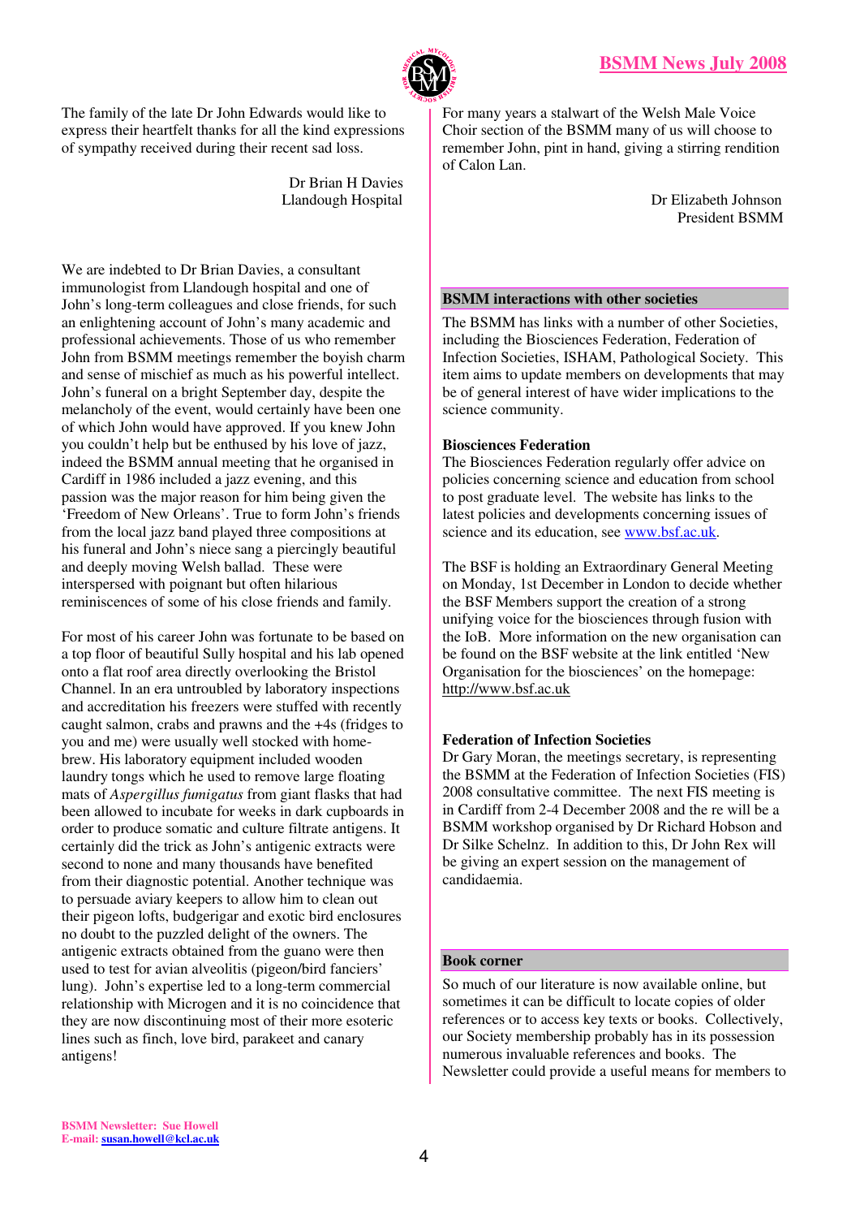The family of the late Dr John Edwards would like to express their heartfelt thanks for all the kind expressions of sympathy received during their recent sad loss.

Dr Brian H Davies
Llandough Hospital

We are indebted to Dr Brian Davies, a consultant immunologist from Llandough hospital and one of John's long-term colleagues and close friends, for such an enlightening account of John's many academic and professional achievements. Those of us who remember John from BSMM meetings remember the boyish charm and sense of mischief as much as his powerful intellect. John's funeral on a bright September day, despite the melancholy of the event, would certainly have been one of which John would have approved. If you knew John you couldn't help but be enthused by his love of jazz, indeed the BSMM annual meeting that he organised in Cardiff in 1986 included a jazz evening, and this passion was the major reason for him being given the 'Freedom of New Orleans'. True to form John's friends from the local jazz band played three compositions at his funeral and John's niece sang a piercingly beautiful and deeply moving Welsh ballad. These were interspersed with poignant but often hilarious reminiscences of some of his close friends and family.

For most of his career John was fortunate to be based on a top floor of beautiful Sully hospital and his lab opened onto a flat roof area directly overlooking the Bristol Channel. In an era untroubled by laboratory inspections and accreditation his freezers were stuffed with recently caught salmon, crabs and prawns and the +4s (fridges to you and me) were usually well stocked with home-brew. His laboratory equipment included wooden laundry tongs which he used to remove large floating mats of *Aspergillus fumigatus* from giant flasks that had been allowed to incubate for weeks in dark cupboards in order to produce somatic and culture filtrate antigens. It certainly did the trick as John's antigenic extracts were second to none and many thousands have benefited from their diagnostic potential. Another technique was to persuade aviary keepers to allow him to clean out their pigeon lofts, budgerigar and exotic bird enclosures no doubt to the puzzled delight of the owners. The antigenic extracts obtained from the guano were then used to test for avian alveolitis (pigeon/bird fanciers' lung). John's expertise led to a long-term commercial relationship with Microgen and it is no coincidence that they are now discontinuing most of their more esoteric lines such as finch, love bird, parakeet and canary antigens!

For many years a stalwart of the Welsh Male Voice Choir section of the BSMM many of us will choose to remember John, pint in hand, giving a stirring rendition of Calon Lan.

Dr Elizabeth Johnson
President BSMM

## BSMM interactions with other societies

The BSMM has links with a number of other Societies, including the Biosciences Federation, Federation of Infection Societies, ISHAM, Pathological Society. This item aims to update members on developments that may be of general interest of have wider implications to the science community.

**Biosciences Federation**

The Biosciences Federation regularly offer advice on policies concerning science and education from school to post graduate level. The website has links to the latest policies and developments concerning issues of science and its education, see www.bsf.ac.uk.

The BSF is holding an Extraordinary General Meeting on Monday, 1st December in London to decide whether the BSF Members support the creation of a strong unifying voice for the biosciences through fusion with the IoB. More information on the new organisation can be found on the BSF website at the link entitled 'New Organisation for the biosciences' on the homepage: http://www.bsf.ac.uk

**Federation of Infection Societies**

Dr Gary Moran, the meetings secretary, is representing the BSMM at the Federation of Infection Societies (FIS) 2008 consultative committee. The next FIS meeting is in Cardiff from 2-4 December 2008 and the re will be a BSMM workshop organised by Dr Richard Hobson and Dr Silke Schelnz. In addition to this, Dr John Rex will be giving an expert session on the management of candidaemia.

## Book corner

So much of our literature is now available online, but sometimes it can be difficult to locate copies of older references or to access key texts or books. Collectively, our Society membership probably has in its possession numerous invaluable references and books. The Newsletter could provide a useful means for members to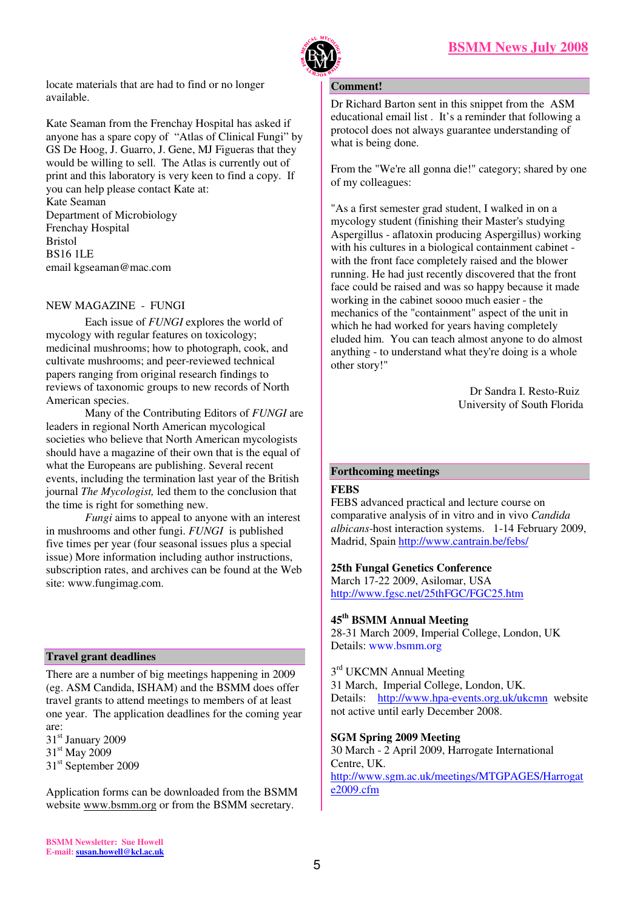locate materials that are had to find or no longer available.

Kate Seaman from the Frenchay Hospital has asked if anyone has a spare copy of "Atlas of Clinical Fungi" by GS De Hoog, J. Guarro, J. Gene, MJ Figueras that they would be willing to sell. The Atlas is currently out of print and this laboratory is very keen to find a copy. If you can help please contact Kate at:
Kate Seaman
Department of Microbiology
Frenchay Hospital
Bristol
BS16 1LE
email kgseaman@mac.com

NEW MAGAZINE - FUNGI

Each issue of *FUNGI* explores the world of mycology with regular features on toxicology; medicinal mushrooms; how to photograph, cook, and cultivate mushrooms; and peer-reviewed technical papers ranging from original research findings to reviews of taxonomic groups to new records of North American species.

Many of the Contributing Editors of *FUNGI* are leaders in regional North American mycological societies who believe that North American mycologists should have a magazine of their own that is the equal of what the Europeans are publishing. Several recent events, including the termination last year of the British journal *The Mycologist,* led them to the conclusion that the time is right for something new.

*Fungi* aims to appeal to anyone with an interest in mushrooms and other fungi. *FUNGI* is published five times per year (four seasonal issues plus a special issue) More information including author instructions, subscription rates, and archives can be found at the Web site: www.fungimag.com.

## Travel grant deadlines

There are a number of big meetings happening in 2009 (eg. ASM Candida, ISHAM) and the BSMM does offer travel grants to attend meetings to members of at least one year. The application deadlines for the coming year are:
31st January 2009
31st May 2009
31st September 2009

Application forms can be downloaded from the BSMM website www.bsmm.org or from the BSMM secretary.

## Comment!

Dr Richard Barton sent in this snippet from the ASM educational email list . It's a reminder that following a protocol does not always guarantee understanding of what is being done.

From the "We're all gonna die!" category; shared by one of my colleagues:

"As a first semester grad student, I walked in on a mycology student (finishing their Master's studying Aspergillus - aflatoxin producing Aspergillus) working with his cultures in a biological containment cabinet - with the front face completely raised and the blower running. He had just recently discovered that the front face could be raised and was so happy because it made working in the cabinet soooo much easier - the mechanics of the "containment" aspect of the unit in which he had worked for years having completely eluded him. You can teach almost anyone to do almost anything - to understand what they're doing is a whole other story!"

Dr Sandra I. Resto-Ruiz
University of South Florida

## Forthcoming meetings

**FEBS**
FEBS advanced practical and lecture course on comparative analysis of in vitro and in vivo *Candida albicans*-host interaction systems. 1-14 February 2009, Madrid, Spain http://www.cantrain.be/febs/

**25th Fungal Genetics Conference**
March 17-22 2009, Asilomar, USA
http://www.fgsc.net/25thFGC/FGC25.htm

**45th BSMM Annual Meeting**
28-31 March 2009, Imperial College, London, UK
Details: www.bsmm.org

3rd UKCMN Annual Meeting
31 March, Imperial College, London, UK.
Details: http://www.hpa-events.org.uk/ukcmn website not active until early December 2008.

**SGM Spring 2009 Meeting**
30 March - 2 April 2009, Harrogate International Centre, UK.
http://www.sgm.ac.uk/meetings/MTGPAGES/Harrogate2009.cfm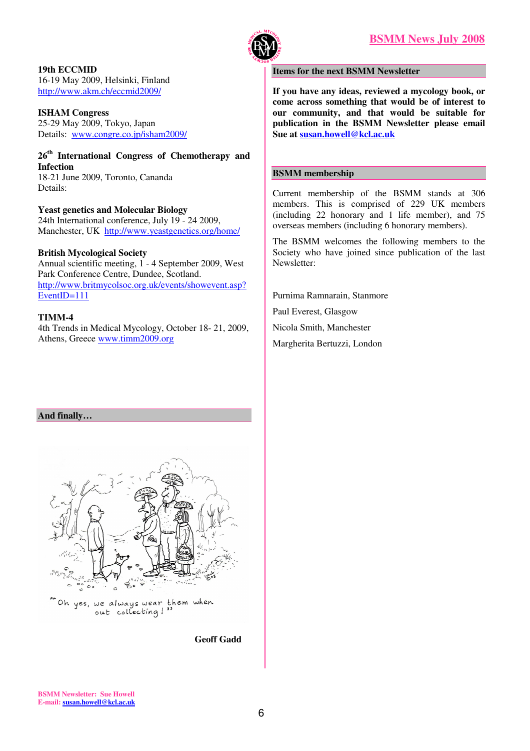**19th ECCMID**
16-19 May 2009, Helsinki, Finland
http://www.akm.ch/eccmid2009/

**ISHAM Congress**
25-29 May 2009, Tokyo, Japan
Details: www.congre.co.jp/isham2009/

**26th International Congress of Chemotherapy and Infection**
18-21 June 2009, Toronto, Cananda
Details:

**Yeast genetics and Molecular Biology**
24th International conference, July 19 - 24 2009, Manchester, UK http://www.yeastgenetics.org/home/

**British Mycological Society**
Annual scientific meeting, 1 - 4 September 2009, West Park Conference Centre, Dundee, Scotland.
http://www.britmycolsoc.org.uk/events/showevent.asp?EventID=111

**TIMM-4**
4th Trends in Medical Mycology, October 18- 21, 2009, Athens, Greece www.timm2009.org

## And finally…

"Oh yes, we always wear them when out collecting!"

**Geoff Gadd**

## Items for the next BSMM Newsletter

**If you have any ideas, reviewed a mycology book, or come across something that would be of interest to our community, and that would be suitable for publication in the BSMM Newsletter please email Sue at susan.howell@kcl.ac.uk**

## BSMM membership

Current membership of the BSMM stands at 306 members. This is comprised of 229 UK members (including 22 honorary and 1 life member), and 75 overseas members (including 6 honorary members).

The BSMM welcomes the following members to the Society who have joined since publication of the last Newsletter:

Purnima Ramnarain, Stanmore

Paul Everest, Glasgow

Nicola Smith, Manchester

Margherita Bertuzzi, London

**BSMM Newsletter: Sue Howell**
**E-mail: susan.howell@kcl.ac.uk**